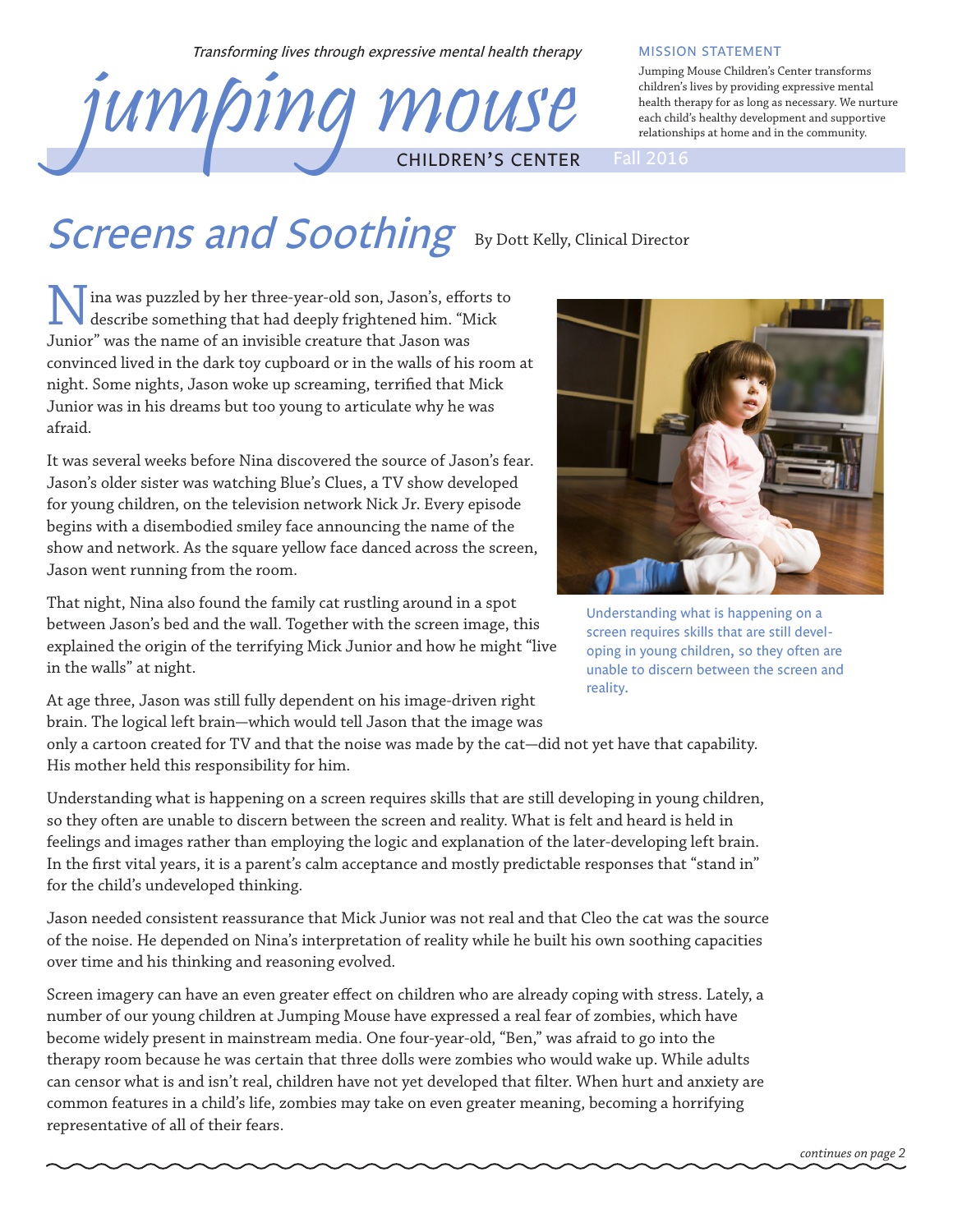*Transforming lives through expressive mental health therapy*

# jumping mouse

CHILDREN'S CENTER

Fall 2016

MISSION STATEMENT

Jumping Mouse Children's Center transforms children's lives by providing expressive mental health therapy for as long as necessary. We nurture each child's healthy development and supportive relationships at home and in the community.

## Screens and Soothing

By Dott Kelly, Clinical Director

Nina was puzzled by her three-year-old son, Jason's, efforts to describe something that had deeply frightened him. "Mick Junior" was the name of an invisible creature that Jason was convinced lived in the dark toy cupboard or in the walls of his room at night. Some nights, Jason woke up screaming, terrified that Mick Junior was in his dreams but too young to articulate why he was afraid.

It was several weeks before Nina discovered the source of Jason's fear. Jason's older sister was watching Blue's Clues, a TV show developed for young children, on the television network Nick Jr. Every episode begins with a disembodied smiley face announcing the name of the show and network. As the square yellow face danced across the screen, Jason went running from the room.

That night, Nina also found the family cat rustling around in a spot between Jason's bed and the wall. Together with the screen image, this explained the origin of the terrifying Mick Junior and how he might "live in the walls" at night.

Understanding what is happening on a screen requires skills that are still developing in young children, so they often are unable to discern between the screen and reality.

At age three, Jason was still fully dependent on his image-driven right brain. The logical left brain—which would tell Jason that the image was only a cartoon created for TV and that the noise was made by the cat—did not yet have that capability. His mother held this responsibility for him.

Understanding what is happening on a screen requires skills that are still developing in young children, so they often are unable to discern between the screen and reality. What is felt and heard is held in feelings and images rather than employing the logic and explanation of the later-developing left brain. In the first vital years, it is a parent's calm acceptance and mostly predictable responses that "stand in" for the child's undeveloped thinking.

Jason needed consistent reassurance that Mick Junior was not real and that Cleo the cat was the source of the noise. He depended on Nina's interpretation of reality while he built his own soothing capacities over time and his thinking and reasoning evolved.

Screen imagery can have an even greater effect on children who are already coping with stress. Lately, a number of our young children at Jumping Mouse have expressed a real fear of zombies, which have become widely present in mainstream media. One four-year-old, "Ben," was afraid to go into the therapy room because he was certain that three dolls were zombies who would wake up. While adults can censor what is and isn't real, children have not yet developed that filter. When hurt and anxiety are common features in a child's life, zombies may take on even greater meaning, becoming a horrifying representative of all of their fears.

*continues on page 2*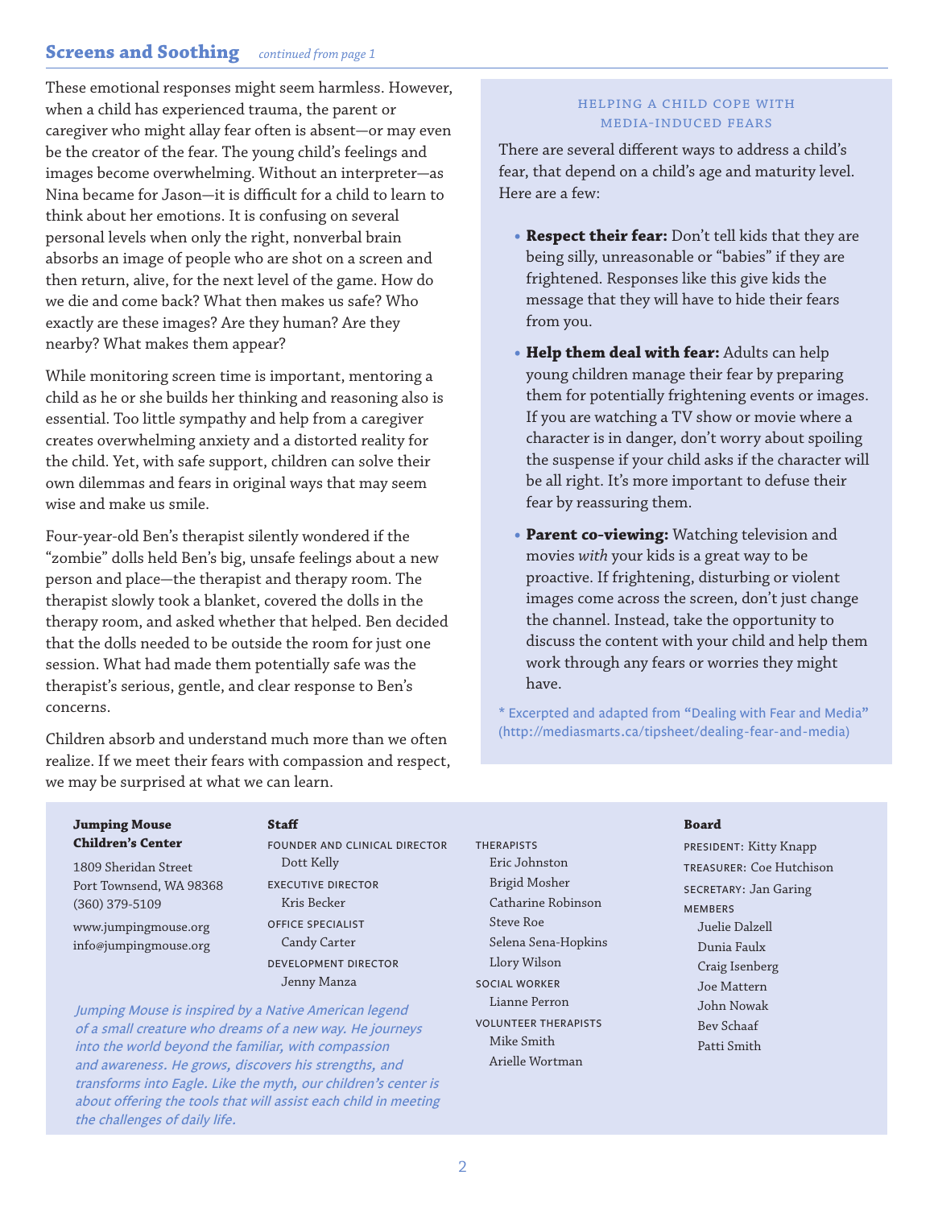## Screens and Soothing *continued from page 1*

These emotional responses might seem harmless. However, when a child has experienced trauma, the parent or caregiver who might allay fear often is absent—or may even be the creator of the fear. The young child's feelings and images become overwhelming. Without an interpreter—as Nina became for Jason—it is difficult for a child to learn to think about her emotions. It is confusing on several personal levels when only the right, nonverbal brain absorbs an image of people who are shot on a screen and then return, alive, for the next level of the game. How do we die and come back? What then makes us safe? Who exactly are these images? Are they human? Are they nearby? What makes them appear?

While monitoring screen time is important, mentoring a child as he or she builds her thinking and reasoning also is essential. Too little sympathy and help from a caregiver creates overwhelming anxiety and a distorted reality for the child. Yet, with safe support, children can solve their own dilemmas and fears in original ways that may seem wise and make us smile.

Four-year-old Ben's therapist silently wondered if the "zombie" dolls held Ben's big, unsafe feelings about a new person and place—the therapist and therapy room. The therapist slowly took a blanket, covered the dolls in the therapy room, and asked whether that helped. Ben decided that the dolls needed to be outside the room for just one session. What had made them potentially safe was the therapist's serious, gentle, and clear response to Ben's concerns.

Children absorb and understand much more than we often realize. If we meet their fears with compassion and respect, we may be surprised at what we can learn.

### HELPING A CHILD COPE WITH MEDIA-INDUCED FEARS

There are several different ways to address a child's fear, that depend on a child's age and maturity level. Here are a few:

- **Respect their fear:** Don't tell kids that they are being silly, unreasonable or "babies" if they are frightened. Responses like this give kids the message that they will have to hide their fears from you.
- **Help them deal with fear:** Adults can help young children manage their fear by preparing them for potentially frightening events or images. If you are watching a TV show or movie where a character is in danger, don't worry about spoiling the suspense if your child asks if the character will be all right. It's more important to defuse their fear by reassuring them.
- **Parent co-viewing:** Watching television and movies *with* your kids is a great way to be proactive. If frightening, disturbing or violent images come across the screen, don't just change the channel. Instead, take the opportunity to discuss the content with your child and help them work through any fears or worries they might have.

* Excerpted and adapted from "Dealing with Fear and Media" (http://mediasmarts.ca/tipsheet/dealing-fear-and-media)

**Jumping Mouse Children's Center**

1809 Sheridan Street
Port Townsend, WA 98368
(360) 379-5109

www.jumpingmouse.org
info@jumpingmouse.org

*Jumping Mouse is inspired by a Native American legend of a small creature who dreams of a new way. He journeys into the world beyond the familiar, with compassion and awareness. He grows, discovers his strengths, and transforms into Eagle. Like the myth, our children's center is about offering the tools that will assist each child in meeting the challenges of daily life.*

**Staff**

FOUNDER AND CLINICAL DIRECTOR
Dott Kelly

EXECUTIVE DIRECTOR
Kris Becker

OFFICE SPECIALIST
Candy Carter

DEVELOPMENT DIRECTOR
Jenny Manza

THERAPISTS
Eric Johnston
Brigid Mosher
Catharine Robinson
Steve Roe
Selena Sena-Hopkins
Llory Wilson

SOCIAL WORKER
Lianne Perron

VOLUNTEER THERAPISTS
Mike Smith
Arielle Wortman

**Board**

PRESIDENT: Kitty Knapp
TREASURER: Coe Hutchison
SECRETARY: Jan Garing
MEMBERS
Juelie Dalzell
Dunia Faulx
Craig Isenberg
Joe Mattern
John Nowak
Bev Schaaf
Patti Smith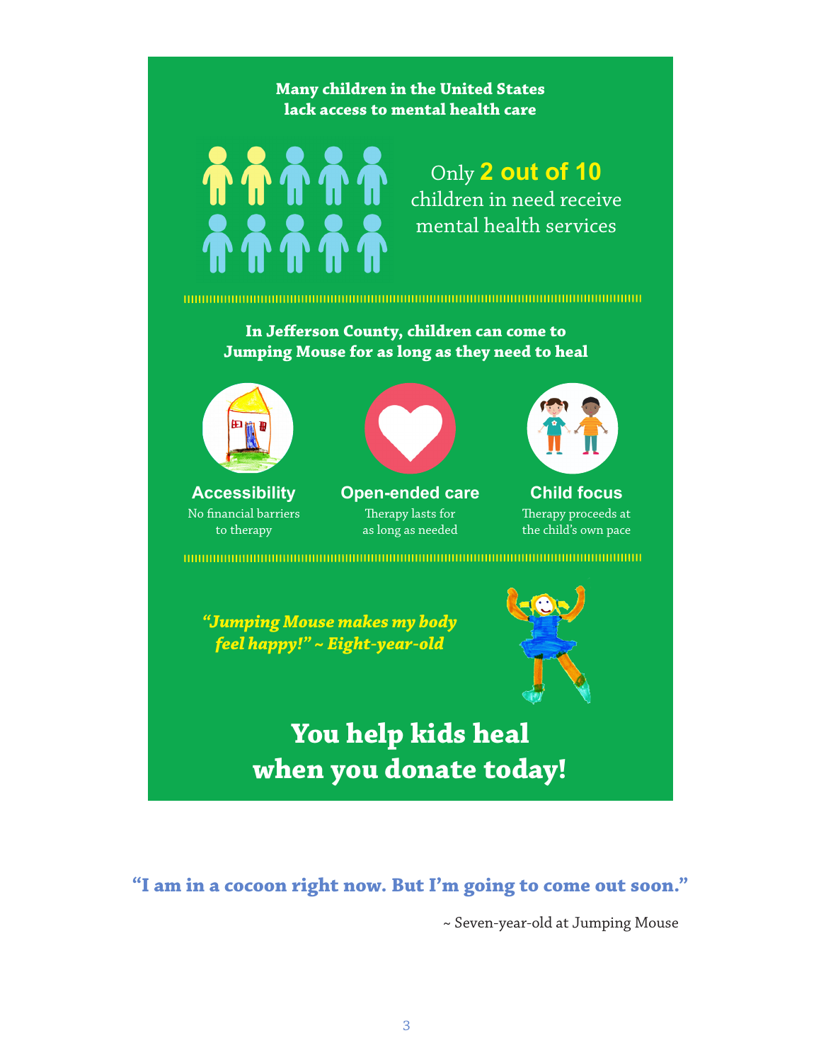**Many children in the United States lack access to mental health care**

Only **2 out of 10** children in need receive mental health services

**In Jefferson County, children can come to Jumping Mouse for as long as they need to heal**

**Accessibility**
No financial barriers to therapy

**Open-ended care**
Therapy lasts for as long as needed

**Child focus**
Therapy proceeds at the child's own pace

***"Jumping Mouse makes my body feel happy!" ~ Eight-year-old***

# You help kids heal when you donate today!

**"I am in a cocoon right now. But I'm going to come out soon."**

~ Seven-year-old at Jumping Mouse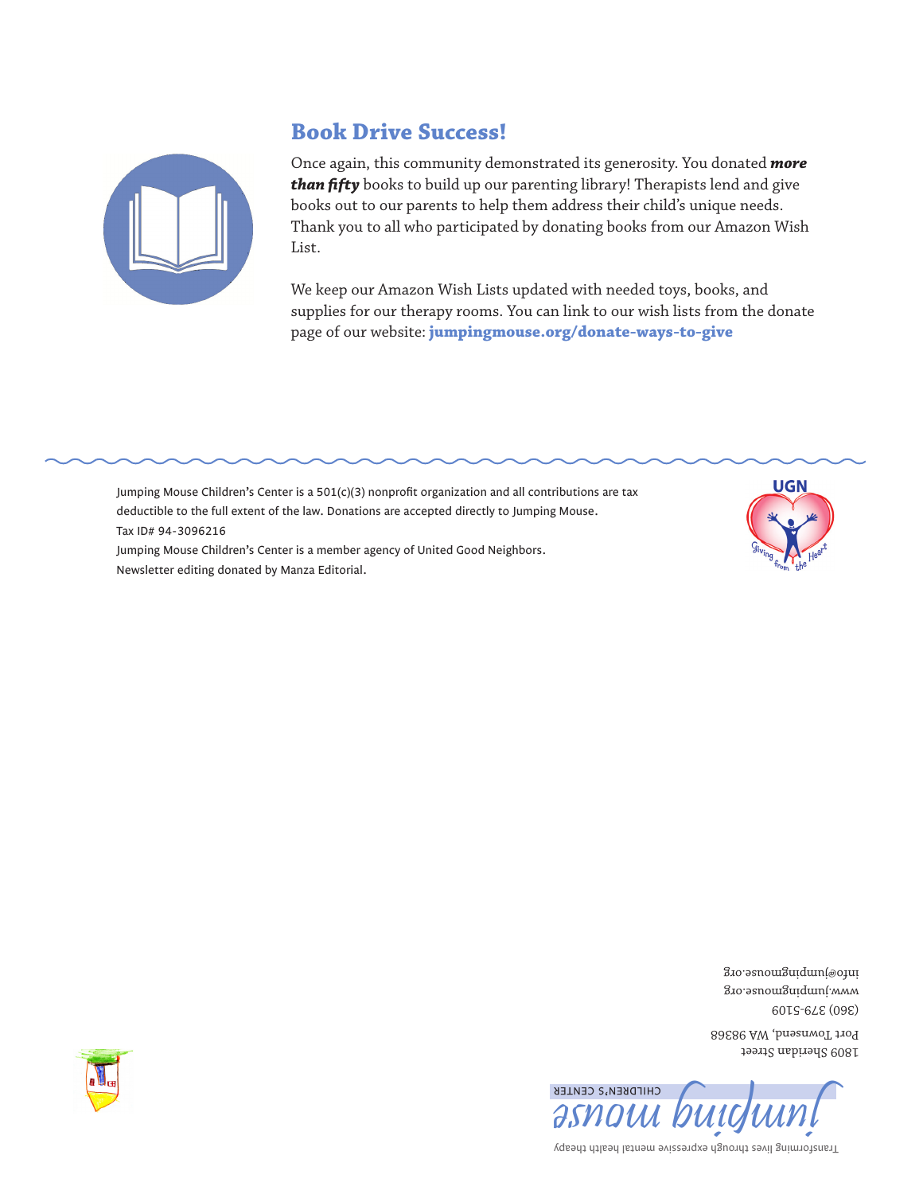## Book Drive Success!

Once again, this community demonstrated its generosity. You donated ***more than fifty*** books to build up our parenting library! Therapists lend and give books out to our parents to help them address their child's unique needs. Thank you to all who participated by donating books from our Amazon Wish List.

We keep our Amazon Wish Lists updated with needed toys, books, and supplies for our therapy rooms. You can link to our wish lists from the donate page of our website: **jumpingmouse.org/donate-ways-to-give**

Jumping Mouse Children's Center is a 501(c)(3) nonprofit organization and all contributions are tax deductible to the full extent of the law. Donations are accepted directly to Jumping Mouse.
Tax ID# 94-3096216
Jumping Mouse Children's Center is a member agency of United Good Neighbors.
Newsletter editing donated by Manza Editorial.

UGN
Giving from the Heart

1809 Sheridan Street
Port Townsend, WA 98368
(360) 379-5109
www.jumpingmouse.org
info@jumpingmouse.org

jumping mouse
CHILDREN'S CENTER
Transforming lives through expressive mental health theapy